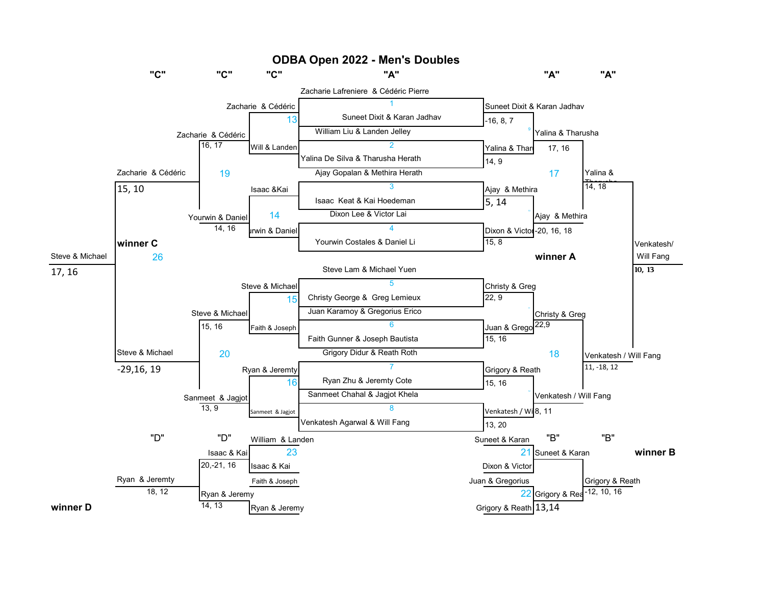# ODBA Open 2022 - Men's Doubles

"C" "C" "C" "A" "A" "A"

## Round 1 ("A")

| Match | Team 1 | Team 2 | Winner | Score |
| --- | --- | --- | --- | --- |
| 1 | Zacharie Lafreniere & Cédéric Pierre | Suneet Dixit & Karan Jadhav | Suneet Dixit & Karan Jadhav | -16, 8, 7 |
| 2 | William Liu & Landen Jelley | Yalina De Silva & Tharusha Herath | Yalina & Thar | 14, 9 |
| 3 | Ajay Gopalan & Methira Herath | Isaac Keat & Kai Hoedeman | Ajay & Methira | 5, 14 |
| 4 | Dixon Lee & Victor Lai | Yourwin Costales & Daniel Li | Dixon & Victor | 15, 8 |
| 5 | Steve Lam & Michael Yuen | Christy George & Greg Lemieux | Christy & Greg | 22, 9 |
| 6 | Juan Karamoy & Gregorius Erico | Faith Gunner & Joseph Bautista | Juan & Grego | 15, 16 |
| 7 | Grigory Didur & Reath Roth | Ryan Zhu & Jeremty Cote | Grigory & Reath | 15, 16 |
| 8 | Sanmeet Chahal & Jagjot Khela | Venkatesh Agarwal & Will Fang | Venkatesh / Wi | 13, 20 |

## "A" Draw

| Match | Team 1 | Team 2 | Winner | Score |
| --- | --- | --- | --- | --- |
| 9 | Suneet Dixit & Karan Jadhav | Yalina & Thar | Yalina & Tharusha | 17, 16 |
| 10 | Ajay & Methira | Dixon & Victor | Ajay & Methira | -20, 16, 18 |
| 11 | Christy & Greg | Juan & Grego | Christy & Greg | 22,9 |
| 12 | Grigory & Reath | Venkatesh / Wi | Venkatesh / Will Fang | 8, 11 |
| 17 | Yalina & Tharusha | Ajay & Methira | Yalina & Tharusha | 14, 18 |
| 18 | Christy & Greg | Venkatesh / Will Fang | Venkatesh / Will Fang | 11, -18, 12 |
| winner A | Yalina & Tharusha | Venkatesh / Will Fang | Venkatesh/ Will Fang | 10, 13 |

## "C" Draw

| Match | Team 1 | Team 2 | Winner | Score |
| --- | --- | --- | --- | --- |
| 13 | Zacharie & Cédéric | Will & Landen | Zacharie & Cédéric | 16, 17 |
| 14 | Isaac &Kai | Yourwin & Daniel | Yourwin & Daniel | 14, 16 |
| 15 | Steve & Michael | Faith & Joseph | Steve & Michael | 15, 16 |
| 16 | Ryan & Jeremty | Sanmeet & Jagjot | Sanmeet & Jagjot | 13, 9 |
| 19 | Zacharie & Cédéric | Yourwin & Daniel | Zacharie & Cédéric | 15, 10 |
| 20 | Steve & Michael | Sanmeet & Jagjot | Steve & Michael | -29,16, 19 |
| 26 (winner C) | Zacharie & Cédéric | Steve & Michael | Steve & Michael | 17, 16 |

## "B" Draw

| Match | Team 1 | Team 2 | Winner | Score |
| --- | --- | --- | --- | --- |
| 21 | Suneet & Karan | Dixon & Victor | Suneet & Karan | |
| 22 | Juan & Gregorius | Grigory & Reath | Grigory & Reath | 13,14 |
| winner B | Suneet & Karan | Grigory & Reath | Grigory & Reath | -12, 10, 16 |

## "D" Draw

| Match | Team 1 | Team 2 | Winner | Score |
| --- | --- | --- | --- | --- |
| 23 | William & Landen | Isaac & Kai | Isaac & Kai | 20,-21, 16 |
| 24 | Faith & Joseph | Ryan & Jeremy | Ryan & Jeremy | 14, 13 |
| winner D | Isaac & Kai | Ryan & Jeremy | Ryan & Jeremty | 18, 12 |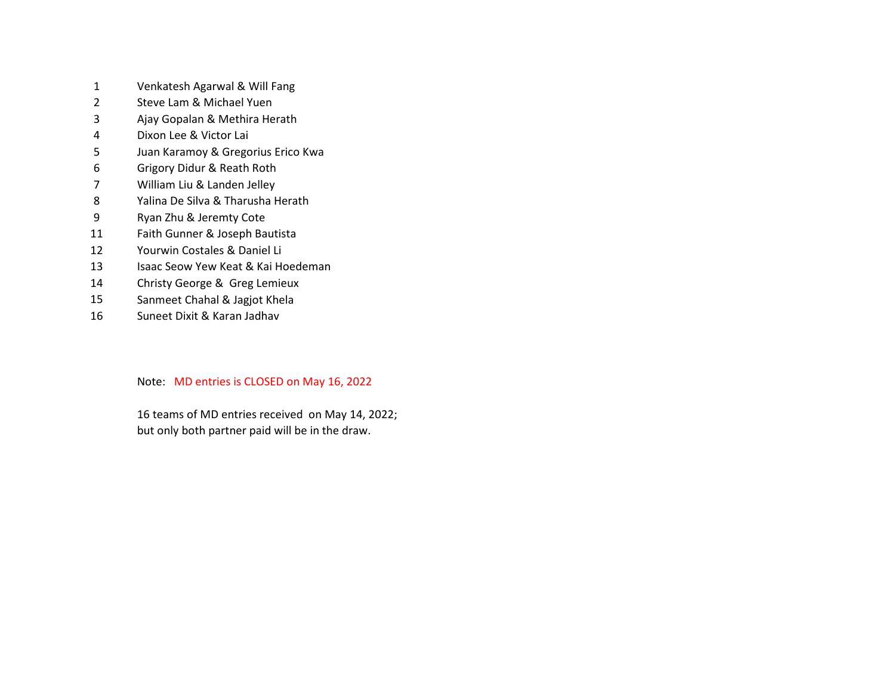| | |
|---|---|
| 1 | Venkatesh Agarwal & Will Fang |
| 2 | Steve Lam & Michael Yuen |
| 3 | Ajay Gopalan & Methira Herath |
| 4 | Dixon Lee & Victor Lai |
| 5 | Juan Karamoy & Gregorius Erico Kwa |
| 6 | Grigory Didur & Reath Roth |
| 7 | William Liu & Landen Jelley |
| 8 | Yalina De Silva & Tharusha Herath |
| 9 | Ryan Zhu & Jeremty Cote |
| 11 | Faith Gunner & Joseph Bautista |
| 12 | Yourwin Costales & Daniel Li |
| 13 | Isaac Seow Yew Keat & Kai Hoedeman |
| 14 | Christy George & Greg Lemieux |
| 15 | Sanmeet Chahal & Jagjot Khela |
| 16 | Suneet Dixit & Karan Jadhav |

Note: MD entries is CLOSED on May 16, 2022

16 teams of MD entries received on May 14, 2022;
but only both partner paid will be in the draw.